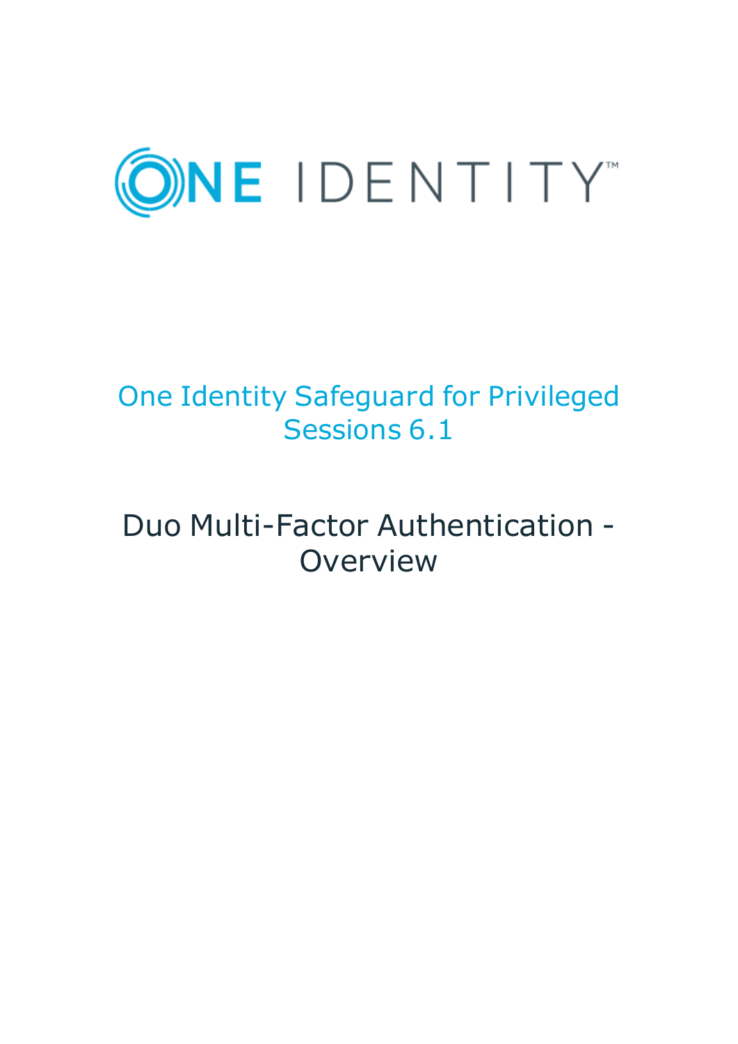ONE IDENTITY

# One Identity Safeguard for Privileged Sessions 6.1

## Duo Multi-Factor Authentication - Overview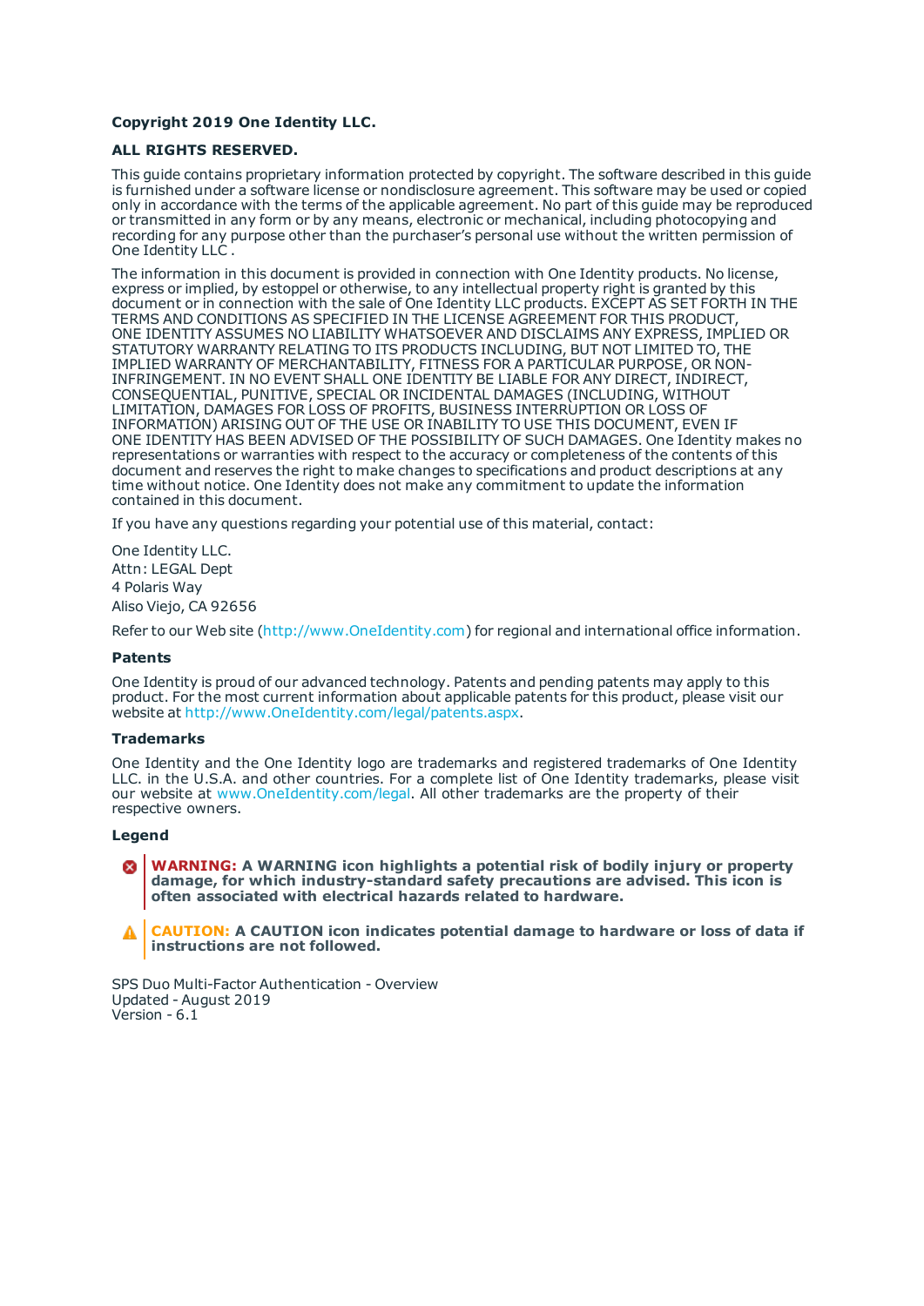**Copyright 2019 One Identity LLC.**

**ALL RIGHTS RESERVED.**

This guide contains proprietary information protected by copyright. The software described in this guide is furnished under a software license or nondisclosure agreement. This software may be used or copied only in accordance with the terms of the applicable agreement. No part of this guide may be reproduced or transmitted in any form or by any means, electronic or mechanical, including photocopying and recording for any purpose other than the purchaser's personal use without the written permission of One Identity LLC .

The information in this document is provided in connection with One Identity products. No license, express or implied, by estoppel or otherwise, to any intellectual property right is granted by this document or in connection with the sale of One Identity LLC products. EXCEPT AS SET FORTH IN THE TERMS AND CONDITIONS AS SPECIFIED IN THE LICENSE AGREEMENT FOR THIS PRODUCT, ONE IDENTITY ASSUMES NO LIABILITY WHATSOEVER AND DISCLAIMS ANY EXPRESS, IMPLIED OR STATUTORY WARRANTY RELATING TO ITS PRODUCTS INCLUDING, BUT NOT LIMITED TO, THE IMPLIED WARRANTY OF MERCHANTABILITY, FITNESS FOR A PARTICULAR PURPOSE, OR NON-INFRINGEMENT. IN NO EVENT SHALL ONE IDENTITY BE LIABLE FOR ANY DIRECT, INDIRECT, CONSEQUENTIAL, PUNITIVE, SPECIAL OR INCIDENTAL DAMAGES (INCLUDING, WITHOUT LIMITATION, DAMAGES FOR LOSS OF PROFITS, BUSINESS INTERRUPTION OR LOSS OF INFORMATION) ARISING OUT OF THE USE OR INABILITY TO USE THIS DOCUMENT, EVEN IF ONE IDENTITY HAS BEEN ADVISED OF THE POSSIBILITY OF SUCH DAMAGES. One Identity makes no representations or warranties with respect to the accuracy or completeness of the contents of this document and reserves the right to make changes to specifications and product descriptions at any time without notice. One Identity does not make any commitment to update the information contained in this document.

If you have any questions regarding your potential use of this material, contact:

One Identity LLC.
Attn: LEGAL Dept
4 Polaris Way
Aliso Viejo, CA 92656

Refer to our Web site (http://www.OneIdentity.com) for regional and international office information.

**Patents**

One Identity is proud of our advanced technology. Patents and pending patents may apply to this product. For the most current information about applicable patents for this product, please visit our website at http://www.OneIdentity.com/legal/patents.aspx.

**Trademarks**

One Identity and the One Identity logo are trademarks and registered trademarks of One Identity LLC. in the U.S.A. and other countries. For a complete list of One Identity trademarks, please visit our website at www.OneIdentity.com/legal. All other trademarks are the property of their respective owners.

**Legend**

**WARNING: A WARNING icon highlights a potential risk of bodily injury or property damage, for which industry-standard safety precautions are advised. This icon is often associated with electrical hazards related to hardware.**

**CAUTION: A CAUTION icon indicates potential damage to hardware or loss of data if instructions are not followed.**

SPS Duo Multi-Factor Authentication - Overview
Updated - August 2019
Version - 6.1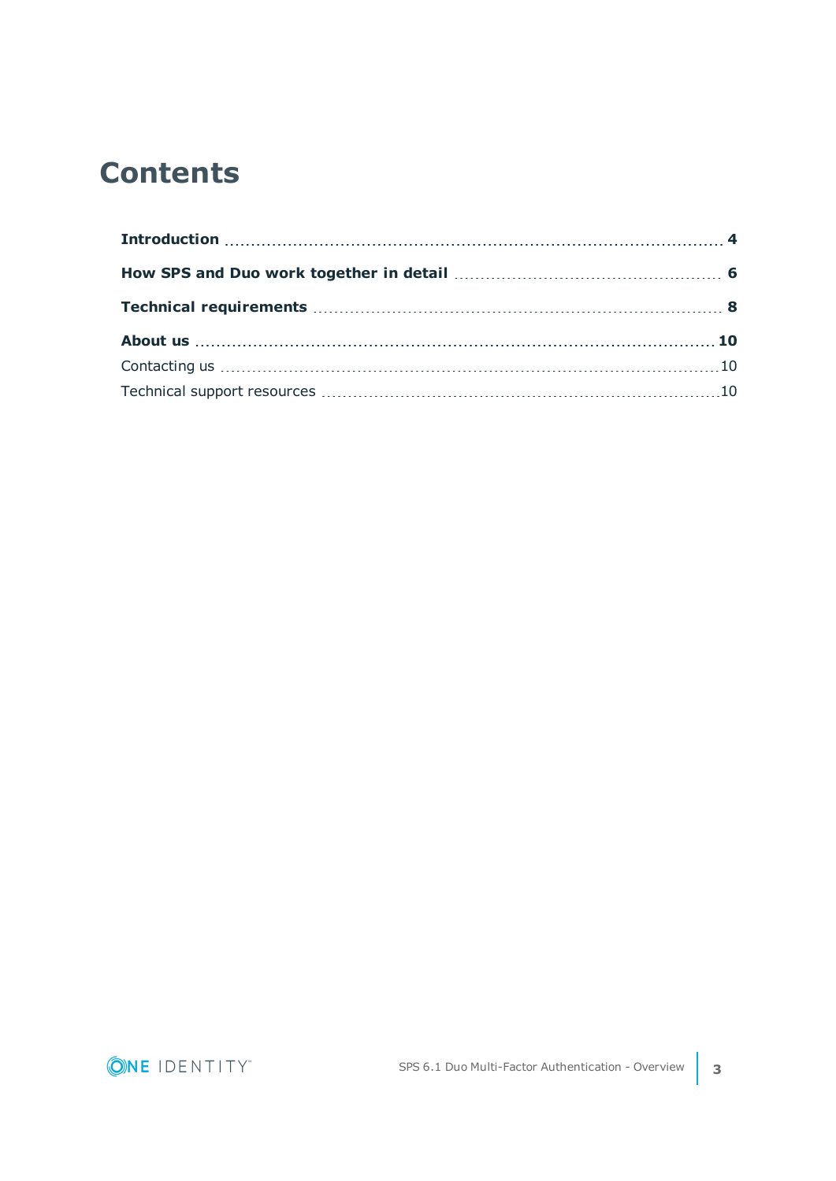# Contents

**Introduction** 4

**How SPS and Duo work together in detail** 6

**Technical requirements** 8

**About us** 10

Contacting us 10

Technical support resources 10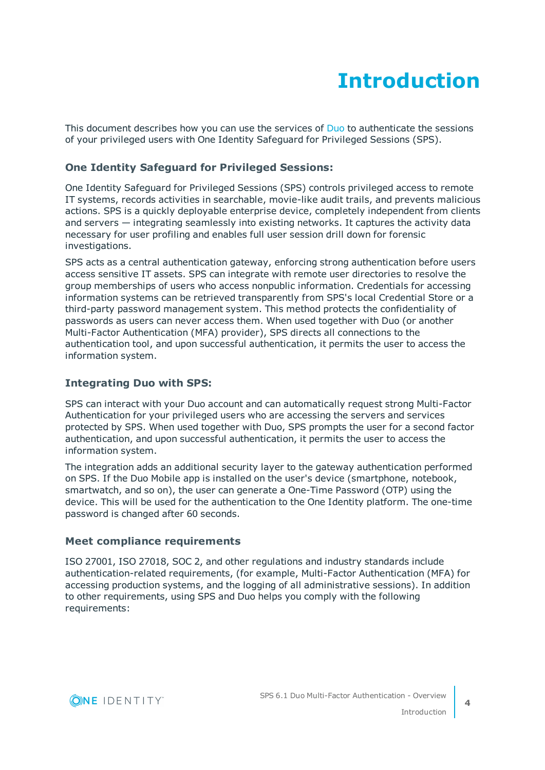# Introduction

This document describes how you can use the services of Duo to authenticate the sessions of your privileged users with One Identity Safeguard for Privileged Sessions (SPS).

### One Identity Safeguard for Privileged Sessions:

One Identity Safeguard for Privileged Sessions (SPS) controls privileged access to remote IT systems, records activities in searchable, movie-like audit trails, and prevents malicious actions. SPS is a quickly deployable enterprise device, completely independent from clients and servers — integrating seamlessly into existing networks. It captures the activity data necessary for user profiling and enables full user session drill down for forensic investigations.

SPS acts as a central authentication gateway, enforcing strong authentication before users access sensitive IT assets. SPS can integrate with remote user directories to resolve the group memberships of users who access nonpublic information. Credentials for accessing information systems can be retrieved transparently from SPS's local Credential Store or a third-party password management system. This method protects the confidentiality of passwords as users can never access them. When used together with Duo (or another Multi-Factor Authentication (MFA) provider), SPS directs all connections to the authentication tool, and upon successful authentication, it permits the user to access the information system.

### Integrating Duo with SPS:

SPS can interact with your Duo account and can automatically request strong Multi-Factor Authentication for your privileged users who are accessing the servers and services protected by SPS. When used together with Duo, SPS prompts the user for a second factor authentication, and upon successful authentication, it permits the user to access the information system.

The integration adds an additional security layer to the gateway authentication performed on SPS. If the Duo Mobile app is installed on the user's device (smartphone, notebook, smartwatch, and so on), the user can generate a One-Time Password (OTP) using the device. This will be used for the authentication to the One Identity platform. The one-time password is changed after 60 seconds.

### Meet compliance requirements

ISO 27001, ISO 27018, SOC 2, and other regulations and industry standards include authentication-related requirements, (for example, Multi-Factor Authentication (MFA) for accessing production systems, and the logging of all administrative sessions). In addition to other requirements, using SPS and Duo helps you comply with the following requirements: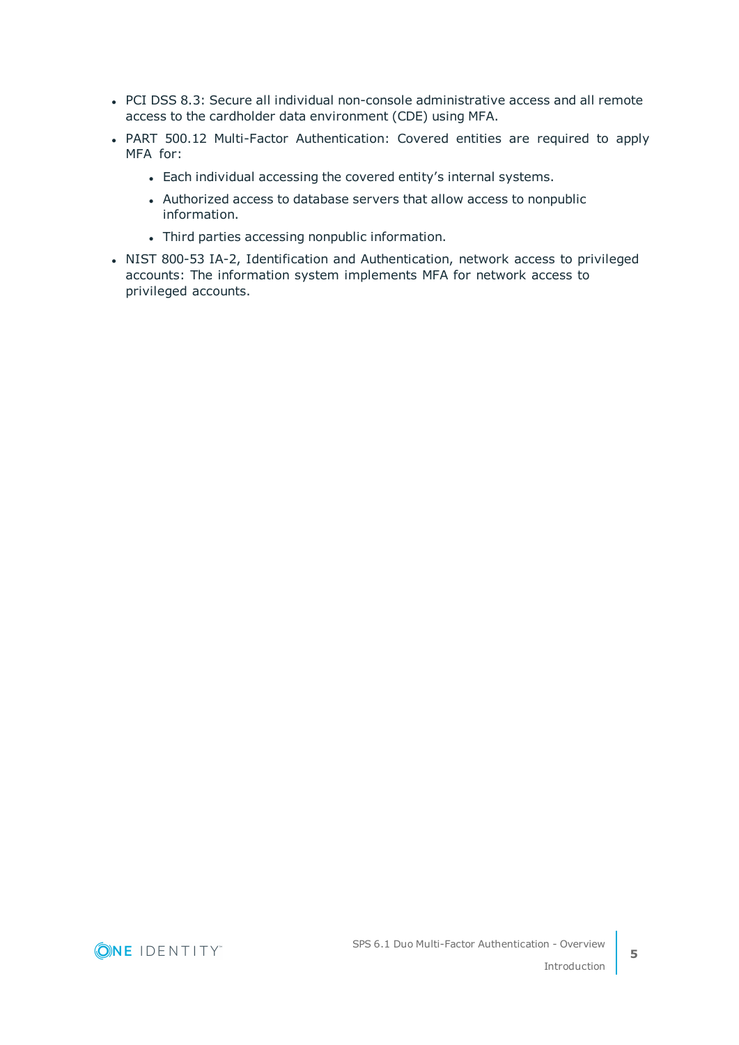- PCI DSS 8.3: Secure all individual non-console administrative access and all remote access to the cardholder data environment (CDE) using MFA.
- PART 500.12 Multi-Factor Authentication: Covered entities are required to apply MFA for:
  - Each individual accessing the covered entity’s internal systems.
  - Authorized access to database servers that allow access to nonpublic information.
  - Third parties accessing nonpublic information.
- NIST 800-53 IA-2, Identification and Authentication, network access to privileged accounts: The information system implements MFA for network access to privileged accounts.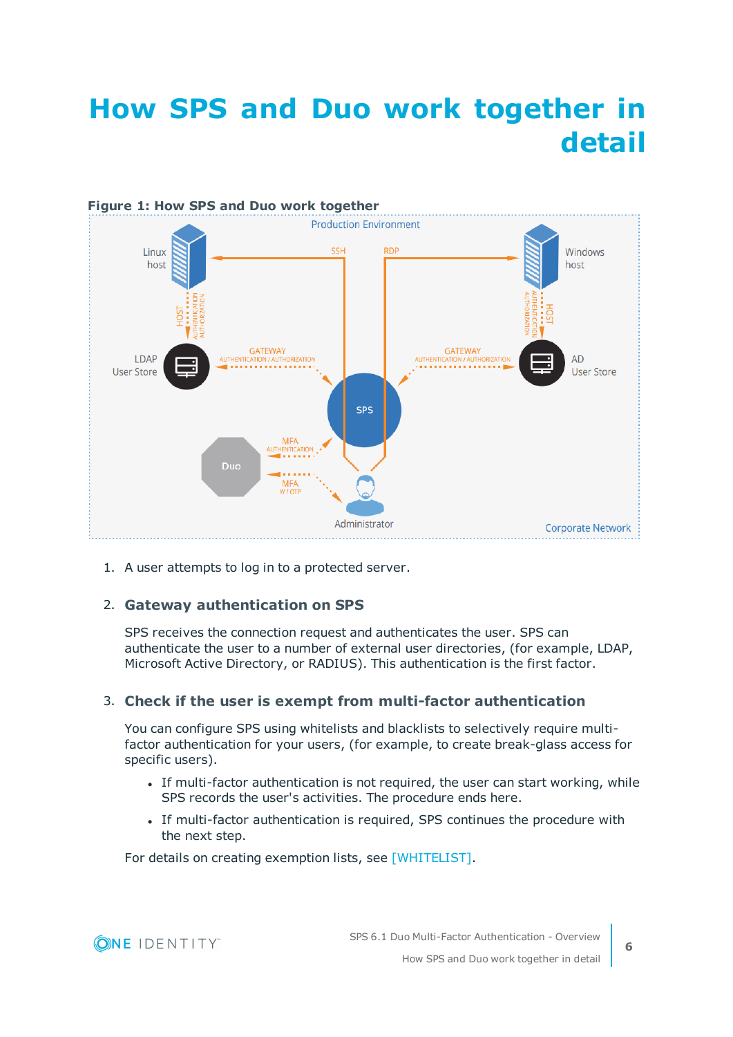# How SPS and Duo work together in detail

**Figure 1: How SPS and Duo work together**

1. A user attempts to log in to a protected server.

2. **Gateway authentication on SPS**

   SPS receives the connection request and authenticates the user. SPS can authenticate the user to a number of external user directories, (for example, LDAP, Microsoft Active Directory, or RADIUS). This authentication is the first factor.

3. **Check if the user is exempt from multi-factor authentication**

   You can configure SPS using whitelists and blacklists to selectively require multi-factor authentication for your users, (for example, to create break-glass access for specific users).

   - If multi-factor authentication is not required, the user can start working, while SPS records the user's activities. The procedure ends here.
   - If multi-factor authentication is required, SPS continues the procedure with the next step.

   For details on creating exemption lists, see [WHITELIST].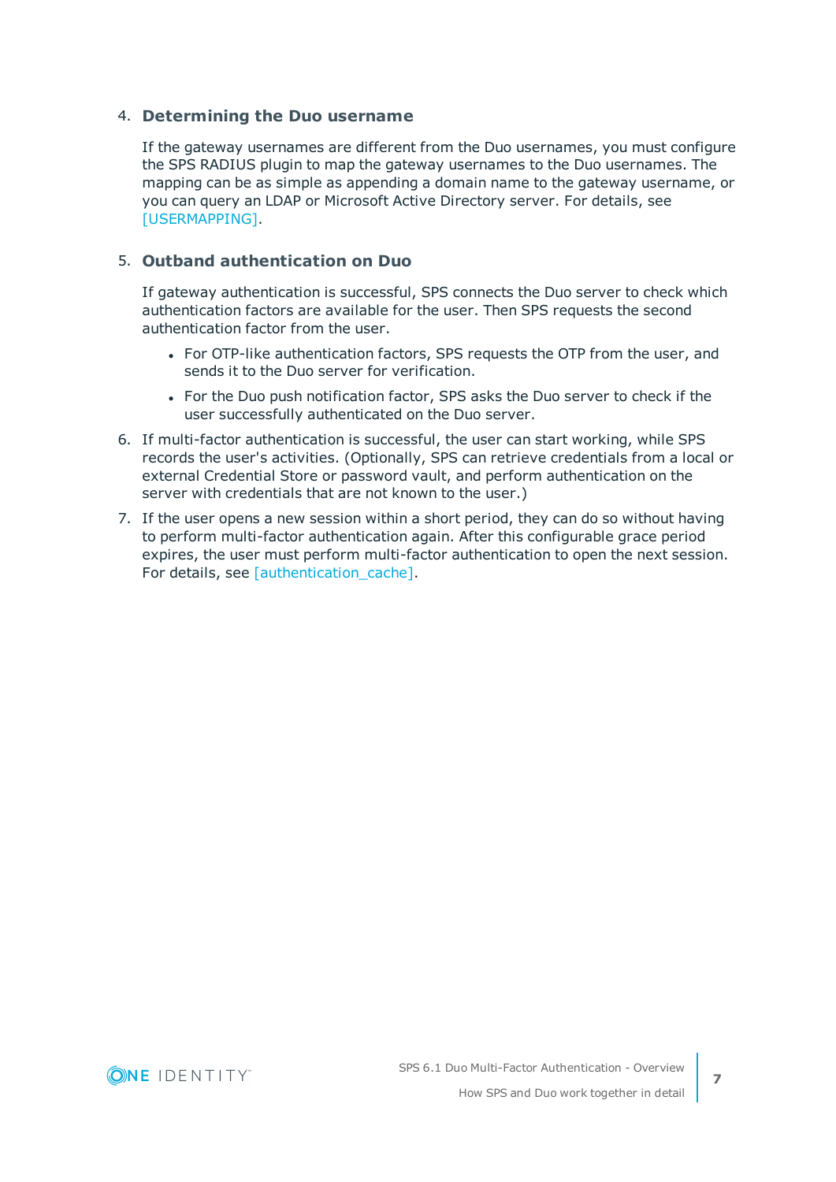4. **Determining the Duo username**

   If the gateway usernames are different from the Duo usernames, you must configure the SPS RADIUS plugin to map the gateway usernames to the Duo usernames. The mapping can be as simple as appending a domain name to the gateway username, or you can query an LDAP or Microsoft Active Directory server. For details, see [USERMAPPING].

5. **Outband authentication on Duo**

   If gateway authentication is successful, SPS connects the Duo server to check which authentication factors are available for the user. Then SPS requests the second authentication factor from the user.

   - For OTP-like authentication factors, SPS requests the OTP from the user, and sends it to the Duo server for verification.
   - For the Duo push notification factor, SPS asks the Duo server to check if the user successfully authenticated on the Duo server.

6. If multi-factor authentication is successful, the user can start working, while SPS records the user's activities. (Optionally, SPS can retrieve credentials from a local or external Credential Store or password vault, and perform authentication on the server with credentials that are not known to the user.)

7. If the user opens a new session within a short period, they can do so without having to perform multi-factor authentication again. After this configurable grace period expires, the user must perform multi-factor authentication to open the next session. For details, see [authentication_cache].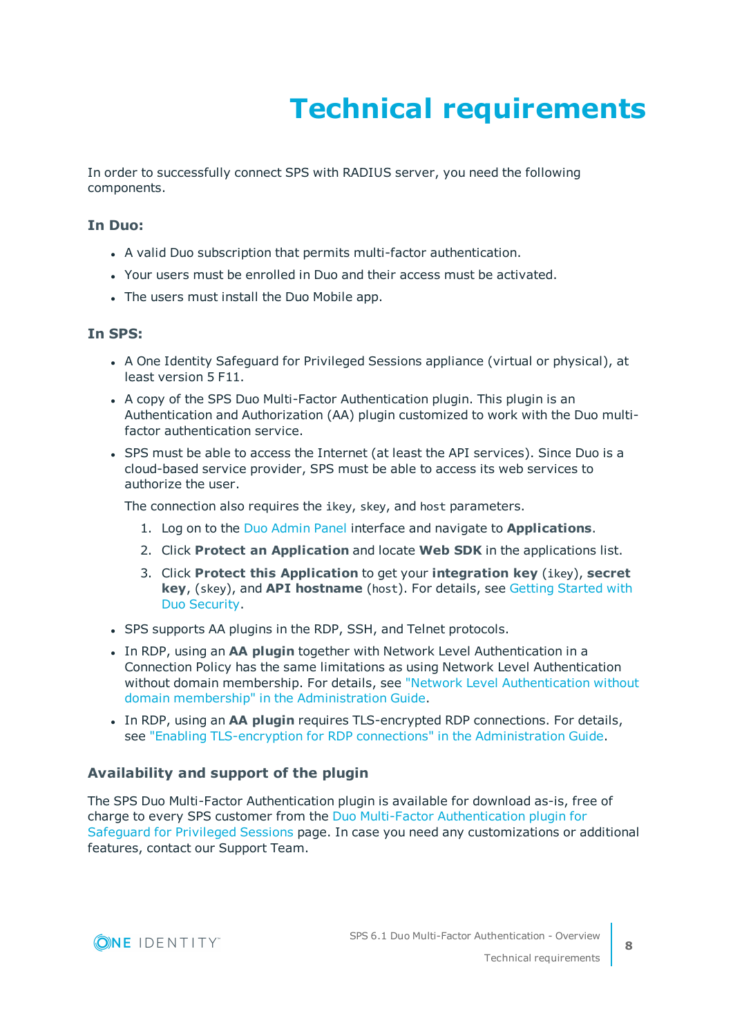# Technical requirements

In order to successfully connect SPS with RADIUS server, you need the following components.

### In Duo:

- A valid Duo subscription that permits multi-factor authentication.
- Your users must be enrolled in Duo and their access must be activated.
- The users must install the Duo Mobile app.

### In SPS:

- A One Identity Safeguard for Privileged Sessions appliance (virtual or physical), at least version 5 F11.
- A copy of the SPS Duo Multi-Factor Authentication plugin. This plugin is an Authentication and Authorization (AA) plugin customized to work with the Duo multi-factor authentication service.
- SPS must be able to access the Internet (at least the API services). Since Duo is a cloud-based service provider, SPS must be able to access its web services to authorize the user.

  The connection also requires the `ikey`, `skey`, and `host` parameters.

  1. Log on to the Duo Admin Panel interface and navigate to **Applications**.
  2. Click **Protect an Application** and locate **Web SDK** in the applications list.
  3. Click **Protect this Application** to get your **integration key** (`ikey`), **secret key**, (`skey`), and **API hostname** (`host`). For details, see Getting Started with Duo Security.

- SPS supports AA plugins in the RDP, SSH, and Telnet protocols.
- In RDP, using an **AA plugin** together with Network Level Authentication in a Connection Policy has the same limitations as using Network Level Authentication without domain membership. For details, see "Network Level Authentication without domain membership" in the Administration Guide.
- In RDP, using an **AA plugin** requires TLS-encrypted RDP connections. For details, see "Enabling TLS-encryption for RDP connections" in the Administration Guide.

### Availability and support of the plugin

The SPS Duo Multi-Factor Authentication plugin is available for download as-is, free of charge to every SPS customer from the Duo Multi-Factor Authentication plugin for Safeguard for Privileged Sessions page. In case you need any customizations or additional features, contact our Support Team.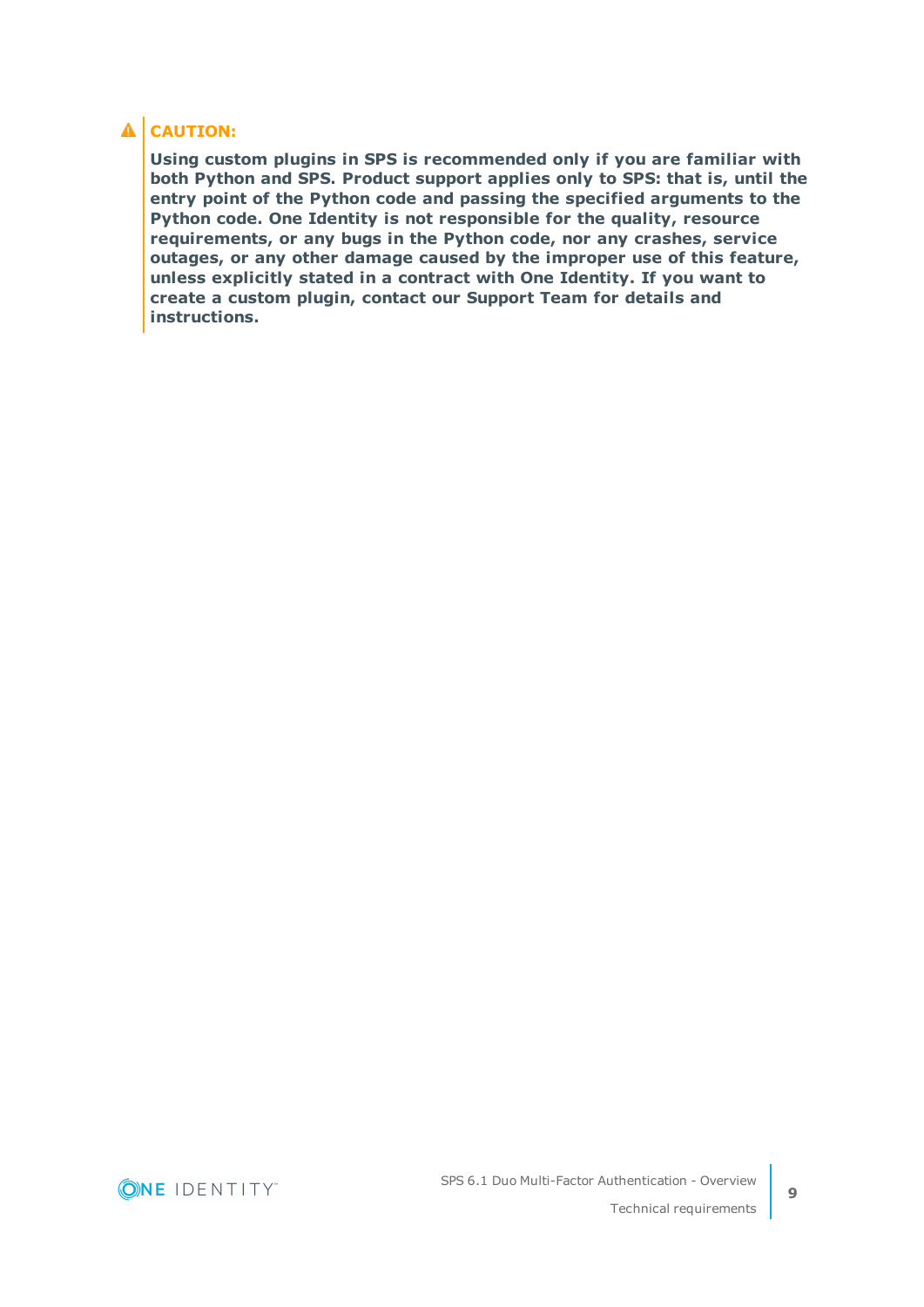**CAUTION:**

**Using custom plugins in SPS is recommended only if you are familiar with both Python and SPS. Product support applies only to SPS: that is, until the entry point of the Python code and passing the specified arguments to the Python code. One Identity is not responsible for the quality, resource requirements, or any bugs in the Python code, nor any crashes, service outages, or any other damage caused by the improper use of this feature, unless explicitly stated in a contract with One Identity. If you want to create a custom plugin, contact our Support Team for details and instructions.**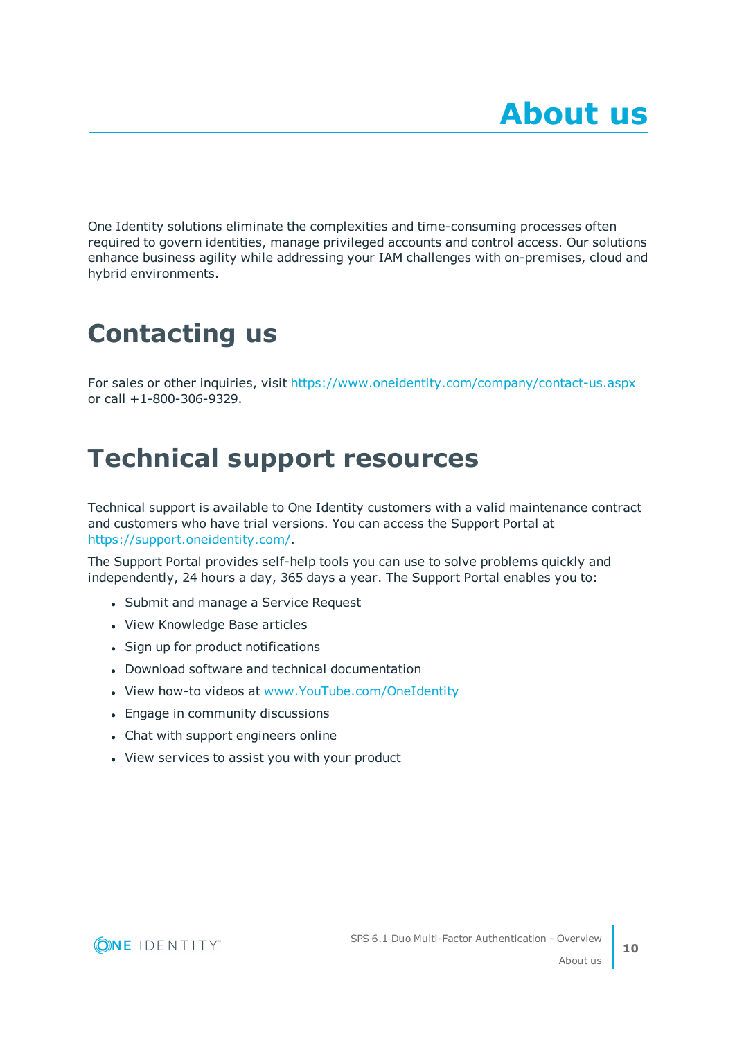# About us

One Identity solutions eliminate the complexities and time-consuming processes often required to govern identities, manage privileged accounts and control access. Our solutions enhance business agility while addressing your IAM challenges with on-premises, cloud and hybrid environments.

## Contacting us

For sales or other inquiries, visit https://www.oneidentity.com/company/contact-us.aspx or call +1-800-306-9329.

## Technical support resources

Technical support is available to One Identity customers with a valid maintenance contract and customers who have trial versions. You can access the Support Portal at https://support.oneidentity.com/.

The Support Portal provides self-help tools you can use to solve problems quickly and independently, 24 hours a day, 365 days a year. The Support Portal enables you to:

- Submit and manage a Service Request
- View Knowledge Base articles
- Sign up for product notifications
- Download software and technical documentation
- View how-to videos at www.YouTube.com/OneIdentity
- Engage in community discussions
- Chat with support engineers online
- View services to assist you with your product